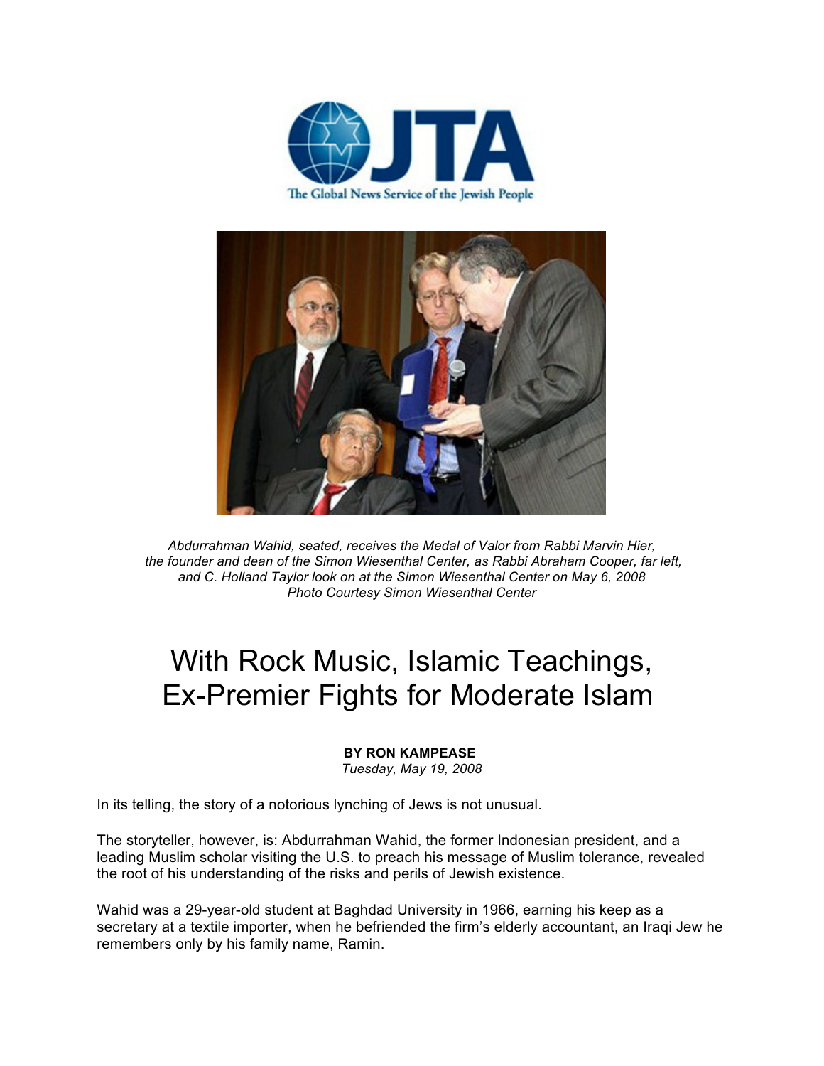JTA

The Global News Service of the Jewish People

*Abdurrahman Wahid, seated, receives the Medal of Valor from Rabbi Marvin Hier, the founder and dean of the Simon Wiesenthal Center, as Rabbi Abraham Cooper, far left, and C. Holland Taylor look on at the Simon Wiesenthal Center on May 6, 2008*
*Photo Courtesy Simon Wiesenthal Center*

# With Rock Music, Islamic Teachings, Ex-Premier Fights for Moderate Islam

**BY RON KAMPEASE**
*Tuesday, May 19, 2008*

In its telling, the story of a notorious lynching of Jews is not unusual.

The storyteller, however, is: Abdurrahman Wahid, the former Indonesian president, and a leading Muslim scholar visiting the U.S. to preach his message of Muslim tolerance, revealed the root of his understanding of the risks and perils of Jewish existence.

Wahid was a 29-year-old student at Baghdad University in 1966, earning his keep as a secretary at a textile importer, when he befriended the firm's elderly accountant, an Iraqi Jew he remembers only by his family name, Ramin.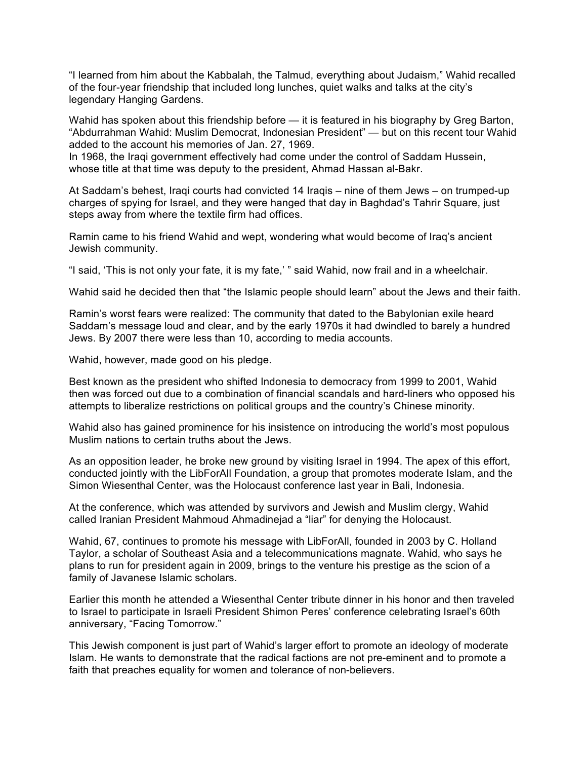"I learned from him about the Kabbalah, the Talmud, everything about Judaism," Wahid recalled of the four-year friendship that included long lunches, quiet walks and talks at the city's legendary Hanging Gardens.

Wahid has spoken about this friendship before — it is featured in his biography by Greg Barton, "Abdurrahman Wahid: Muslim Democrat, Indonesian President" — but on this recent tour Wahid added to the account his memories of Jan. 27, 1969.
In 1968, the Iraqi government effectively had come under the control of Saddam Hussein, whose title at that time was deputy to the president, Ahmad Hassan al-Bakr.

At Saddam's behest, Iraqi courts had convicted 14 Iraqis – nine of them Jews – on trumped-up charges of spying for Israel, and they were hanged that day in Baghdad's Tahrir Square, just steps away from where the textile firm had offices.

Ramin came to his friend Wahid and wept, wondering what would become of Iraq's ancient Jewish community.

"I said, 'This is not only your fate, it is my fate,' " said Wahid, now frail and in a wheelchair.

Wahid said he decided then that "the Islamic people should learn" about the Jews and their faith.

Ramin's worst fears were realized: The community that dated to the Babylonian exile heard Saddam's message loud and clear, and by the early 1970s it had dwindled to barely a hundred Jews. By 2007 there were less than 10, according to media accounts.

Wahid, however, made good on his pledge.

Best known as the president who shifted Indonesia to democracy from 1999 to 2001, Wahid then was forced out due to a combination of financial scandals and hard-liners who opposed his attempts to liberalize restrictions on political groups and the country's Chinese minority.

Wahid also has gained prominence for his insistence on introducing the world's most populous Muslim nations to certain truths about the Jews.

As an opposition leader, he broke new ground by visiting Israel in 1994. The apex of this effort, conducted jointly with the LibForAll Foundation, a group that promotes moderate Islam, and the Simon Wiesenthal Center, was the Holocaust conference last year in Bali, Indonesia.

At the conference, which was attended by survivors and Jewish and Muslim clergy, Wahid called Iranian President Mahmoud Ahmadinejad a "liar" for denying the Holocaust.

Wahid, 67, continues to promote his message with LibForAll, founded in 2003 by C. Holland Taylor, a scholar of Southeast Asia and a telecommunications magnate. Wahid, who says he plans to run for president again in 2009, brings to the venture his prestige as the scion of a family of Javanese Islamic scholars.

Earlier this month he attended a Wiesenthal Center tribute dinner in his honor and then traveled to Israel to participate in Israeli President Shimon Peres' conference celebrating Israel's 60th anniversary, "Facing Tomorrow."

This Jewish component is just part of Wahid's larger effort to promote an ideology of moderate Islam. He wants to demonstrate that the radical factions are not pre-eminent and to promote a faith that preaches equality for women and tolerance of non-believers.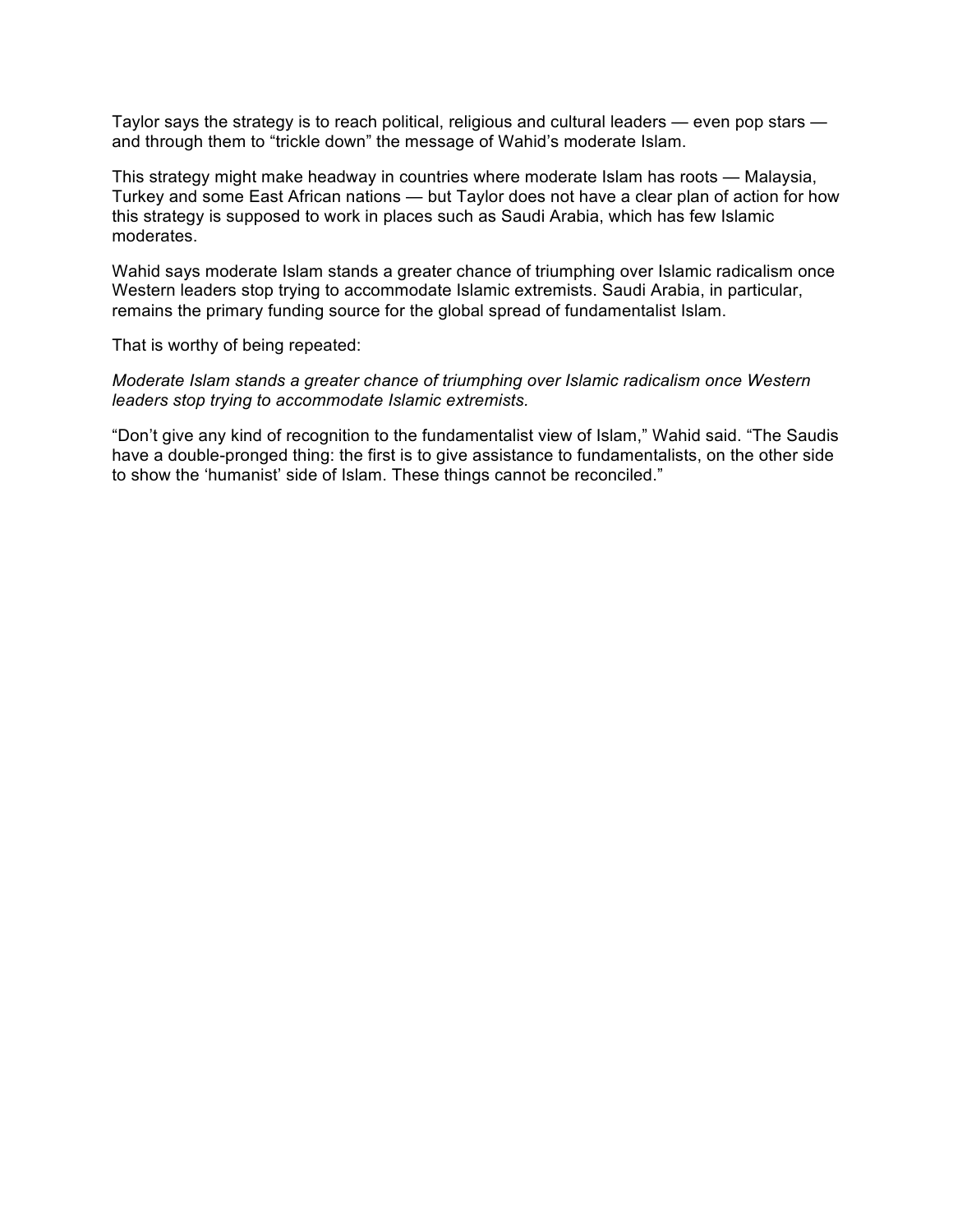Taylor says the strategy is to reach political, religious and cultural leaders — even pop stars — and through them to "trickle down" the message of Wahid's moderate Islam.

This strategy might make headway in countries where moderate Islam has roots — Malaysia, Turkey and some East African nations — but Taylor does not have a clear plan of action for how this strategy is supposed to work in places such as Saudi Arabia, which has few Islamic moderates.

Wahid says moderate Islam stands a greater chance of triumphing over Islamic radicalism once Western leaders stop trying to accommodate Islamic extremists. Saudi Arabia, in particular, remains the primary funding source for the global spread of fundamentalist Islam.

That is worthy of being repeated:

*Moderate Islam stands a greater chance of triumphing over Islamic radicalism once Western leaders stop trying to accommodate Islamic extremists.*

"Don't give any kind of recognition to the fundamentalist view of Islam," Wahid said. "The Saudis have a double-pronged thing: the first is to give assistance to fundamentalists, on the other side to show the 'humanist' side of Islam. These things cannot be reconciled."